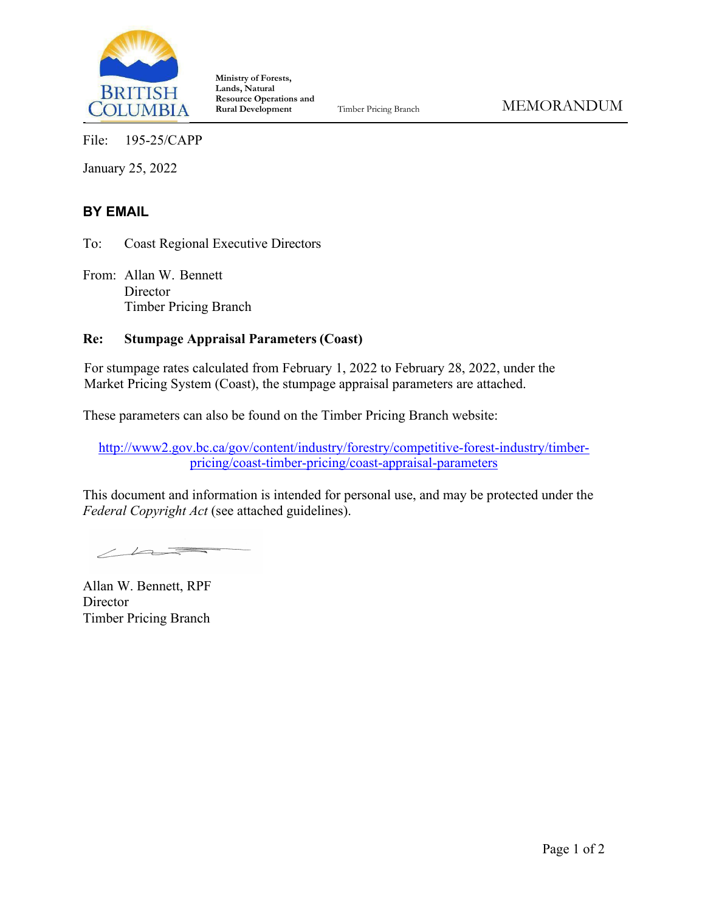Ministry of Forests, Lands, Natural Resource Operations and Rural Development

Timber Pricing Branch

# MEMORANDUM

File: 195-25/CAPP

January 25, 2022

**BY EMAIL**

To: Coast Regional Executive Directors

From: Allan W. Bennett
Director
Timber Pricing Branch

**Re: Stumpage Appraisal Parameters (Coast)**

For stumpage rates calculated from February 1, 2022 to February 28, 2022, under the Market Pricing System (Coast), the stumpage appraisal parameters are attached.

These parameters can also be found on the Timber Pricing Branch website:

http://www2.gov.bc.ca/gov/content/industry/forestry/competitive-forest-industry/timber-pricing/coast-timber-pricing/coast-appraisal-parameters

This document and information is intended for personal use, and may be protected under the *Federal Copyright Act* (see attached guidelines).

Allan W. Bennett, RPF
Director
Timber Pricing Branch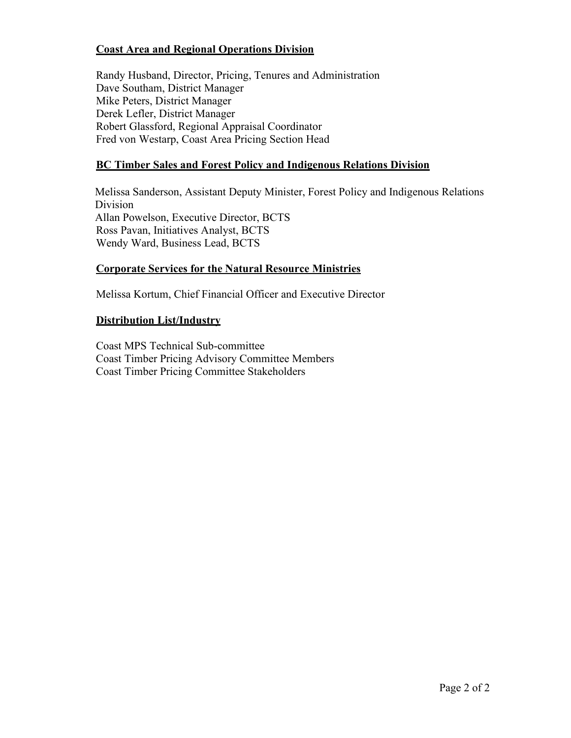**Coast Area and Regional Operations Division**

Randy Husband, Director, Pricing, Tenures and Administration
Dave Southam, District Manager
Mike Peters, District Manager
Derek Lefler, District Manager
Robert Glassford, Regional Appraisal Coordinator
Fred von Westarp, Coast Area Pricing Section Head

**BC Timber Sales and Forest Policy and Indigenous Relations Division**

Melissa Sanderson, Assistant Deputy Minister, Forest Policy and Indigenous Relations Division
Allan Powelson, Executive Director, BCTS
Ross Pavan, Initiatives Analyst, BCTS
Wendy Ward, Business Lead, BCTS

**Corporate Services for the Natural Resource Ministries**

Melissa Kortum, Chief Financial Officer and Executive Director

**Distribution List/Industry**

Coast MPS Technical Sub-committee
Coast Timber Pricing Advisory Committee Members
Coast Timber Pricing Committee Stakeholders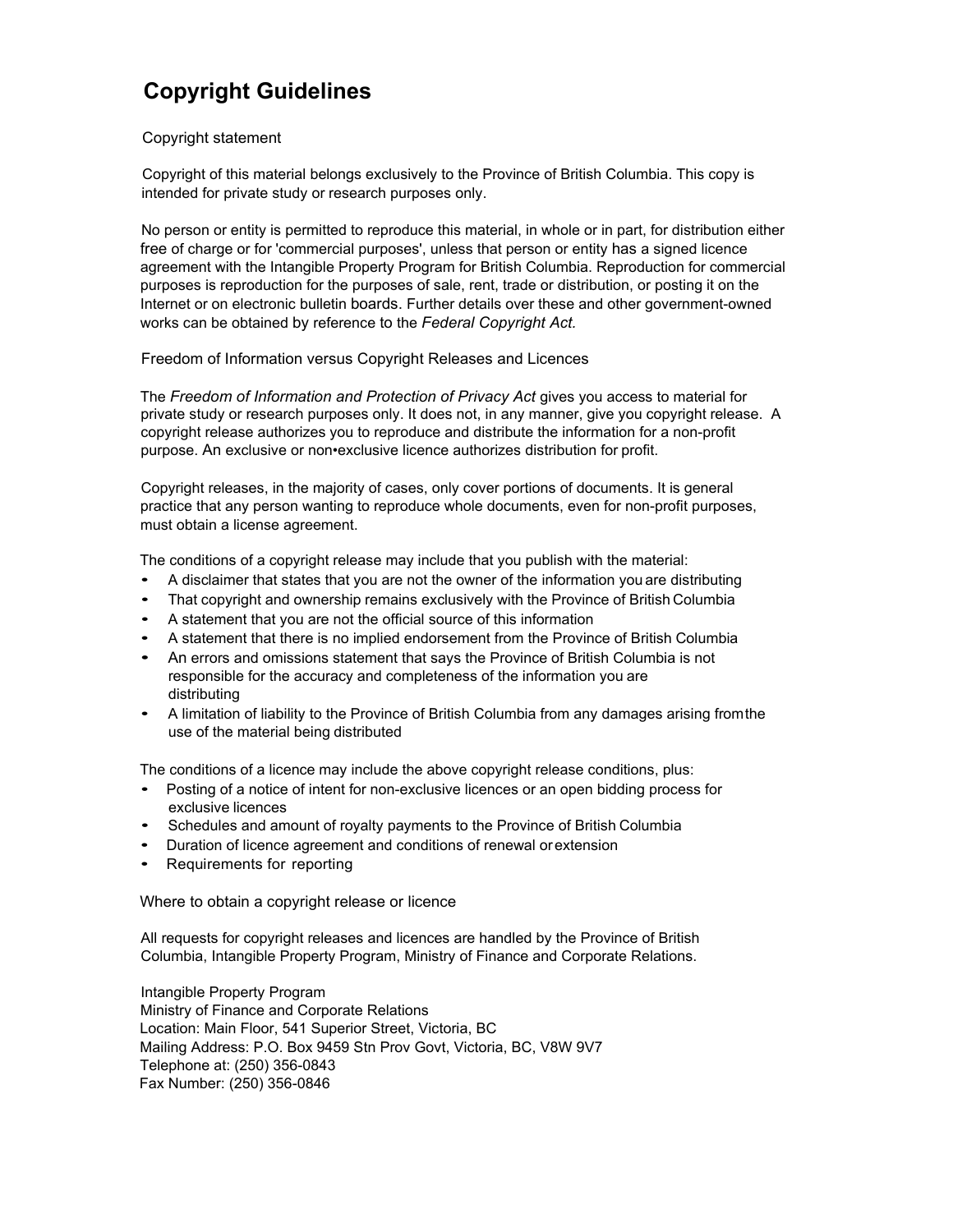# Copyright Guidelines

## Copyright statement

Copyright of this material belongs exclusively to the Province of British Columbia. This copy is intended for private study or research purposes only.

No person or entity is permitted to reproduce this material, in whole or in part, for distribution either free of charge or for 'commercial purposes', unless that person or entity has a signed licence agreement with the Intangible Property Program for British Columbia. Reproduction for commercial purposes is reproduction for the purposes of sale, rent, trade or distribution, or posting it on the Internet or on electronic bulletin boards. Further details over these and other government-owned works can be obtained by reference to the *Federal Copyright Act*.

## Freedom of Information versus Copyright Releases and Licences

The *Freedom of Information and Protection of Privacy Act* gives you access to material for private study or research purposes only. It does not, in any manner, give you copyright release. A copyright release authorizes you to reproduce and distribute the information for a non-profit purpose. An exclusive or non•exclusive licence authorizes distribution for profit.

Copyright releases, in the majority of cases, only cover portions of documents. It is general practice that any person wanting to reproduce whole documents, even for non-profit purposes, must obtain a license agreement.

The conditions of a copyright release may include that you publish with the material:

- A disclaimer that states that you are not the owner of the information you are distributing
- That copyright and ownership remains exclusively with the Province of British Columbia
- A statement that you are not the official source of this information
- A statement that there is no implied endorsement from the Province of British Columbia
- An errors and omissions statement that says the Province of British Columbia is not responsible for the accuracy and completeness of the information you are distributing
- A limitation of liability to the Province of British Columbia from any damages arising from the use of the material being distributed

The conditions of a licence may include the above copyright release conditions, plus:

- Posting of a notice of intent for non-exclusive licences or an open bidding process for exclusive licences
- Schedules and amount of royalty payments to the Province of British Columbia
- Duration of licence agreement and conditions of renewal or extension
- Requirements for reporting

## Where to obtain a copyright release or licence

All requests for copyright releases and licences are handled by the Province of British Columbia, Intangible Property Program, Ministry of Finance and Corporate Relations.

Intangible Property Program  
Ministry of Finance and Corporate Relations  
Location: Main Floor, 541 Superior Street, Victoria, BC  
Mailing Address: P.O. Box 9459 Stn Prov Govt, Victoria, BC, V8W 9V7  
Telephone at: (250) 356-0843  
Fax Number: (250) 356-0846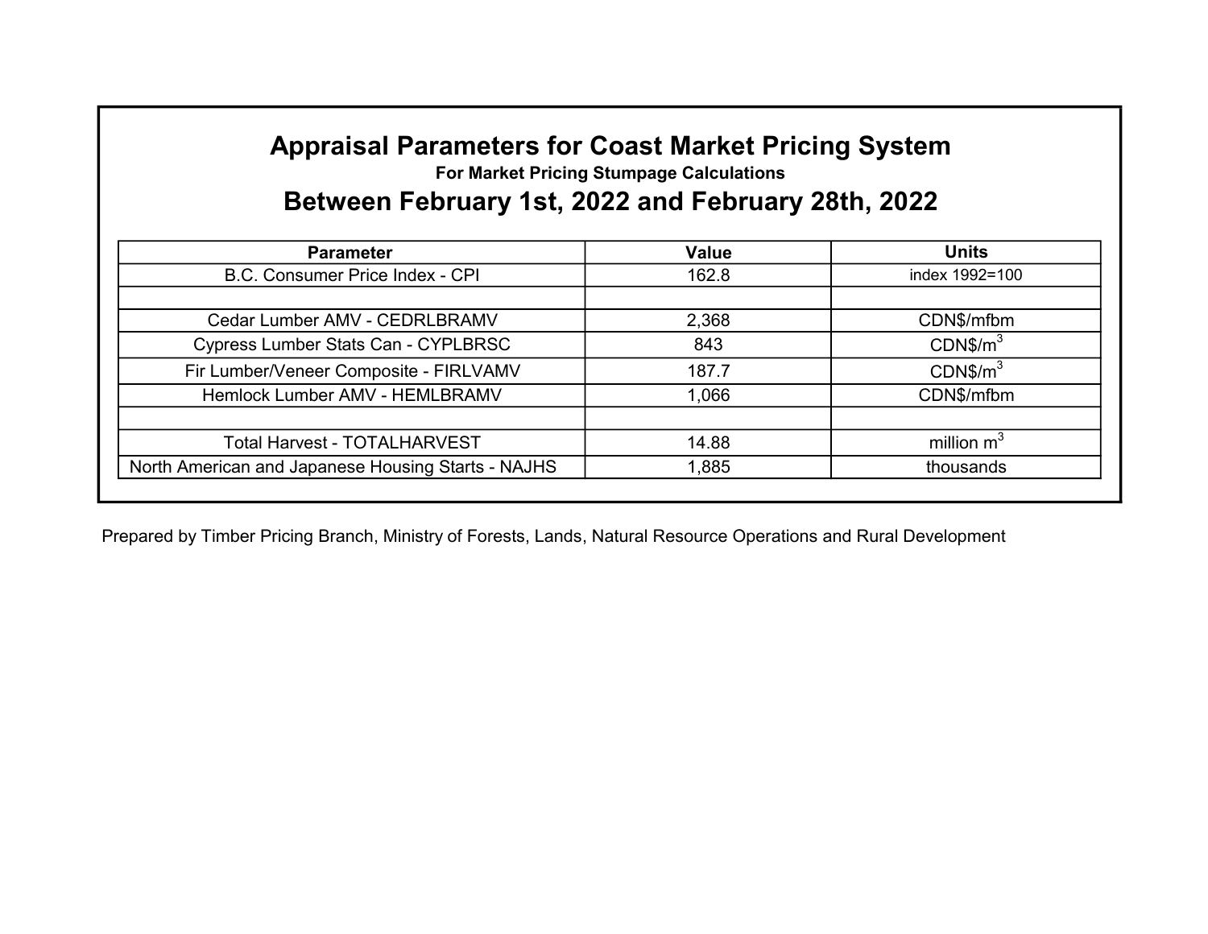# Appraisal Parameters for Coast Market Pricing System

### For Market Pricing Stumpage Calculations

## Between February 1st, 2022 and February 28th, 2022

| Parameter | Value | Units |
|---|---|---|
| B.C. Consumer Price Index - CPI | 162.8 | index 1992=100 |
| | | |
| Cedar Lumber AMV - CEDRLBRAMV | 2,368 | CDN$/mfbm |
| Cypress Lumber Stats Can - CYPLBRSC | 843 | CDN$/$m^3$ |
| Fir Lumber/Veneer Composite - FIRLVAMV | 187.7 | CDN$/$m^3$ |
| Hemlock Lumber AMV - HEMLBRAMV | 1,066 | CDN$/mfbm |
| | | |
| Total Harvest - TOTALHARVEST | 14.88 | million $m^3$ |
| North American and Japanese Housing Starts - NAJHS | 1,885 | thousands |

Prepared by Timber Pricing Branch, Ministry of Forests, Lands, Natural Resource Operations and Rural Development